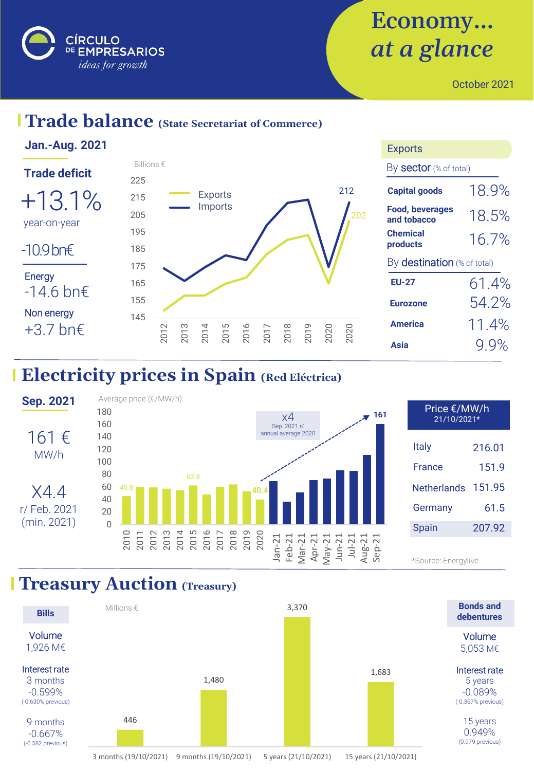CÍRCULO DE EMPRESARIOS
*ideas for growth*

# Economy... *at a glance*

October 2021

## Trade balance (State Secretariat of Commerce)

**Jan.-Aug. 2021**

**Trade deficit**

+13.1%
year-on-year

-10.9 bn€

Energy
-14.6 bn€

Non energy
+3.7 bn€

Billions €

| Year | Exports | Imports |
|---|---|---|
| 2020 | 202 | 212 |

Exports

By **sector** (% of total)

| | |
|---|---|
| **Capital goods** | 18.9% |
| **Food, beverages and tobacco** | 18.5% |
| **Chemical products** | 16.7% |

By **destination** (% of total)

| | |
|---|---|
| **EU-27** | 61.4% |
| **Eurozone** | 54.2% |
| **America** | 11.4% |
| **Asia** | 9.9% |

## Electricity prices in Spain (Red Eléctrica)

**Sep. 2021**

161 €
MW/h

X4.4
r/ Feb. 2021
(min. 2021)

Average price (€/MW/h)

| Period | Price |
|---|---|
| 2010 | 45.8 |
| 2015 | 62.8 |
| 2020 | 40.4 |
| Sep-21 | 161 |

x4
Sep. 2021 r/ annual average 2020

| Price €/MW/h 21/10/2021* | |
|---|---|
| Italy | 216.01 |
| France | 151.9 |
| Netherlands | 151.95 |
| Germany | 61.5 |
| Spain | 207.92 |

*Source: Energylive

## Treasury Auction (Treasury)

**Bills**

Volume
1,926 M€

Interest rate
3 months
-0.599%
(-0.630% previous)

9 months
-0.667%
(-0.582 previous)

Millions €

| Auction | Amount |
|---|---|
| 3 months (19/10/2021) | 446 |
| 9 months (19/10/2021) | 1,480 |
| 5 years (21/10/2021) | 3,370 |
| 15 years (21/10/2021) | 1,683 |

**Bonds and debentures**

Volume
5,053 M€

Interest rate
5 years
-0.089%
(-0.367% previous)

15 years
0.949%
(0.979 previous)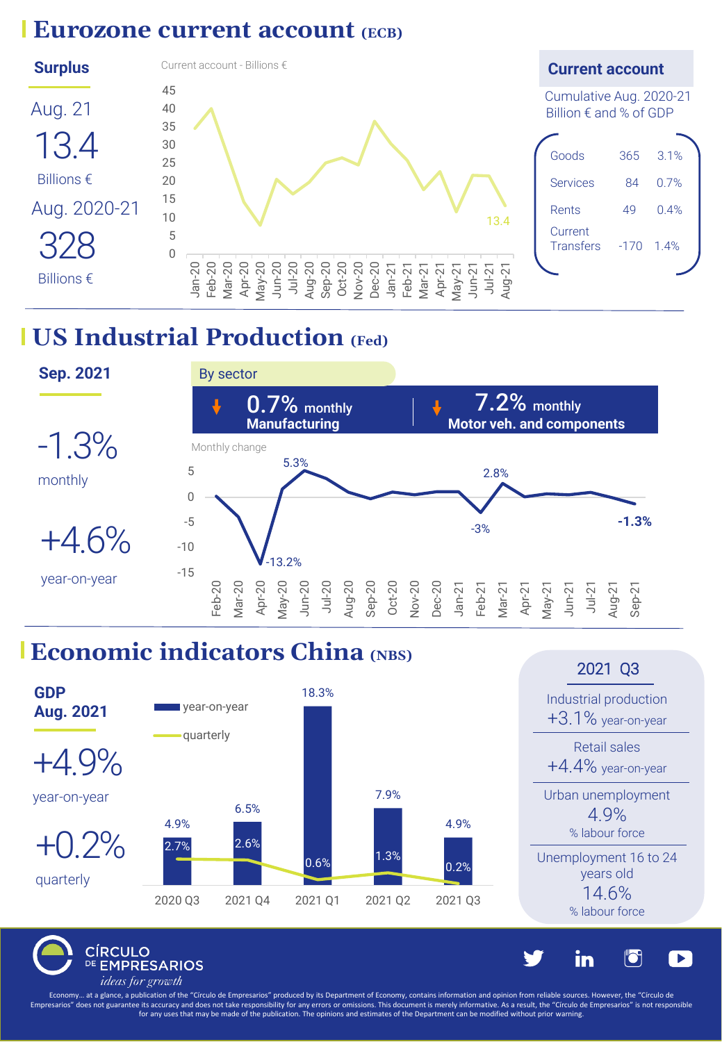# Eurozone current account (ECB)

**Surplus**

Aug. 21

13.4

Billions €

Aug. 2020-21

328

Billions €

Current account - Billions €

45
40
35
30
25
20
15
10
5
0

13.4

Jan-20 Feb-20 Mar-20 Apr-20 May-20 Jun-20 Jul-20 Aug-20 Sep-20 Oct-20 Nov-20 Dec-20 Jan-21 Feb-21 Mar-21 Apr-21 May-21 Jun-21 Jul-21 Aug-21

**Current account**

Cumulative Aug. 2020-21
Billion € and % of GDP

| | | |
|---|---|---|
| Goods | 365 | 3.1% |
| Services | 84 | 0.7% |
| Rents | 49 | 0.4% |
| Current Transfers | -170 | 1.4% |

# US Industrial Production (Fed)

**Sep. 2021**

-1.3%

monthly

+4.6%

year-on-year

By sector

0.7% monthly
**Manufacturing**

7.2% monthly
**Motor veh. and components**

Monthly change

5
0
-5
-10
-15

5.3%
-13.2%
2.8%
-3%
-1.3%

Feb-20 Mar-20 Apr-20 May-20 Jun-20 Jul-20 Aug-20 Sep-20 Oct-20 Nov-20 Dec-20 Jan-21 Feb-21 Mar-21 Apr-21 May-21 Jun-21 Jul-21 Aug-21 Sep-21

# Economic indicators China (NBS)

**GDP**
**Aug. 2021**

+4.9%

year-on-year

+0.2%

quarterly

year-on-year
quarterly

4.9% 2.7%
6.5% 2.6%
18.3% 0.6%
7.9% 1.3%
4.9% 0.2%

2020 Q3 2021 Q4 2021 Q1 2021 Q2 2021 Q3

**2021 Q3**

Industrial production
+3.1% year-on-year

Retail sales
+4.4% year-on-year

Urban unemployment
4.9%
% labour force

Unemployment 16 to 24 years old
14.6%
% labour force

CÍRCULO DE EMPRESARIOS
*ideas for growth*

Economy... at a glance, a publication of the "Circulo de Empresarios" produced by its Department of Economy, contains information and opinion from reliable sources. However, the "Circulo de Empresarios" does not guarantee its accuracy and does not take responsibility for any errors or omissions. This document is merely informative. As a result, the "Circulo de Empresarios" is not responsible for any uses that may be made of the publication. The opinions and estimates of the Department can be modified without prior warning.